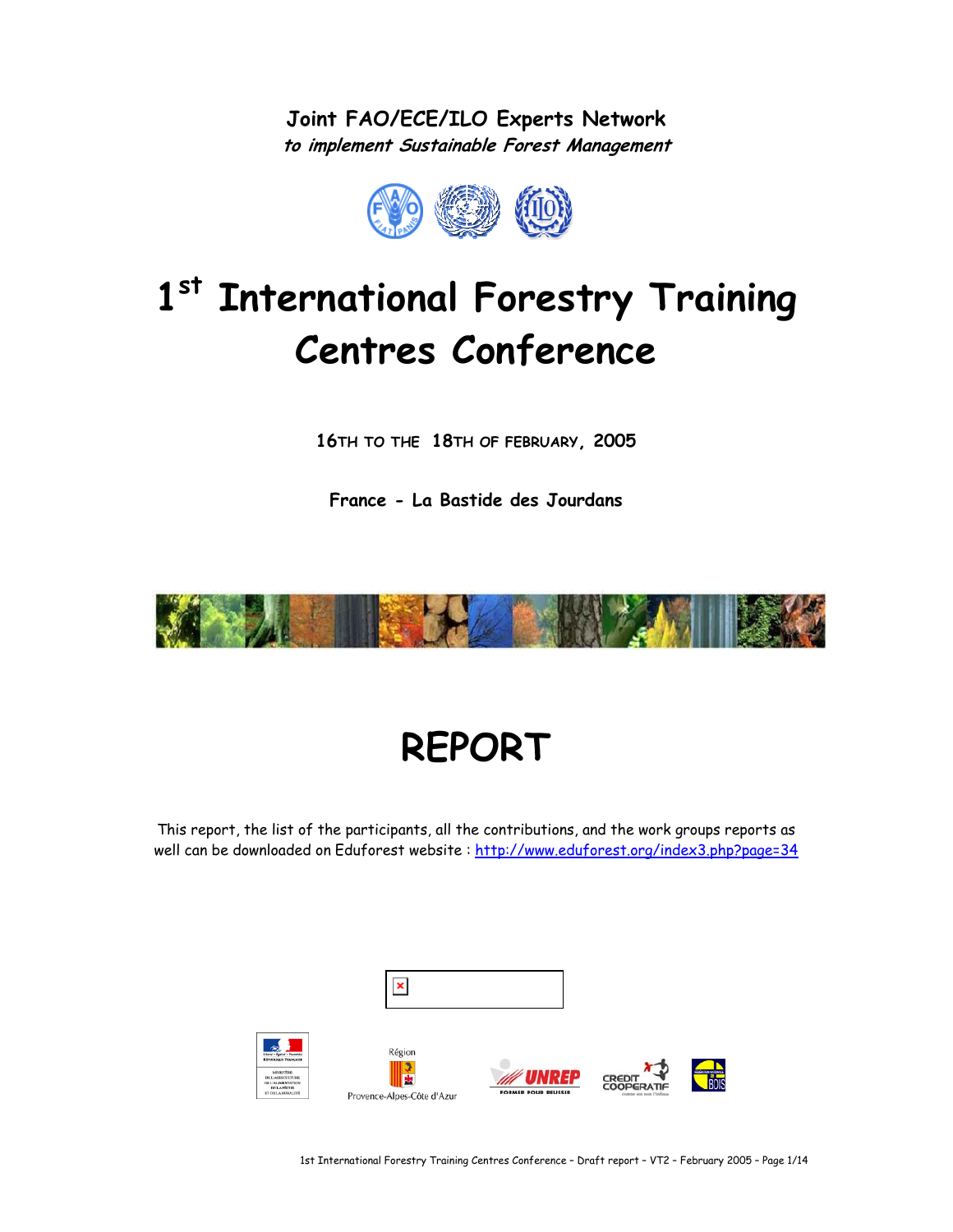**Joint FAO/ECE/ILO Experts Network**
***to implement Sustainable Forest Management***

# 1st International Forestry Training Centres Conference

**16TH TO THE 18TH OF FEBRUARY, 2005**

**France - La Bastide des Jourdans**

# REPORT

This report, the list of the participants, all the contributions, and the work groups reports as well can be downloaded on Eduforest website : http://www.eduforest.org/index3.php?page=34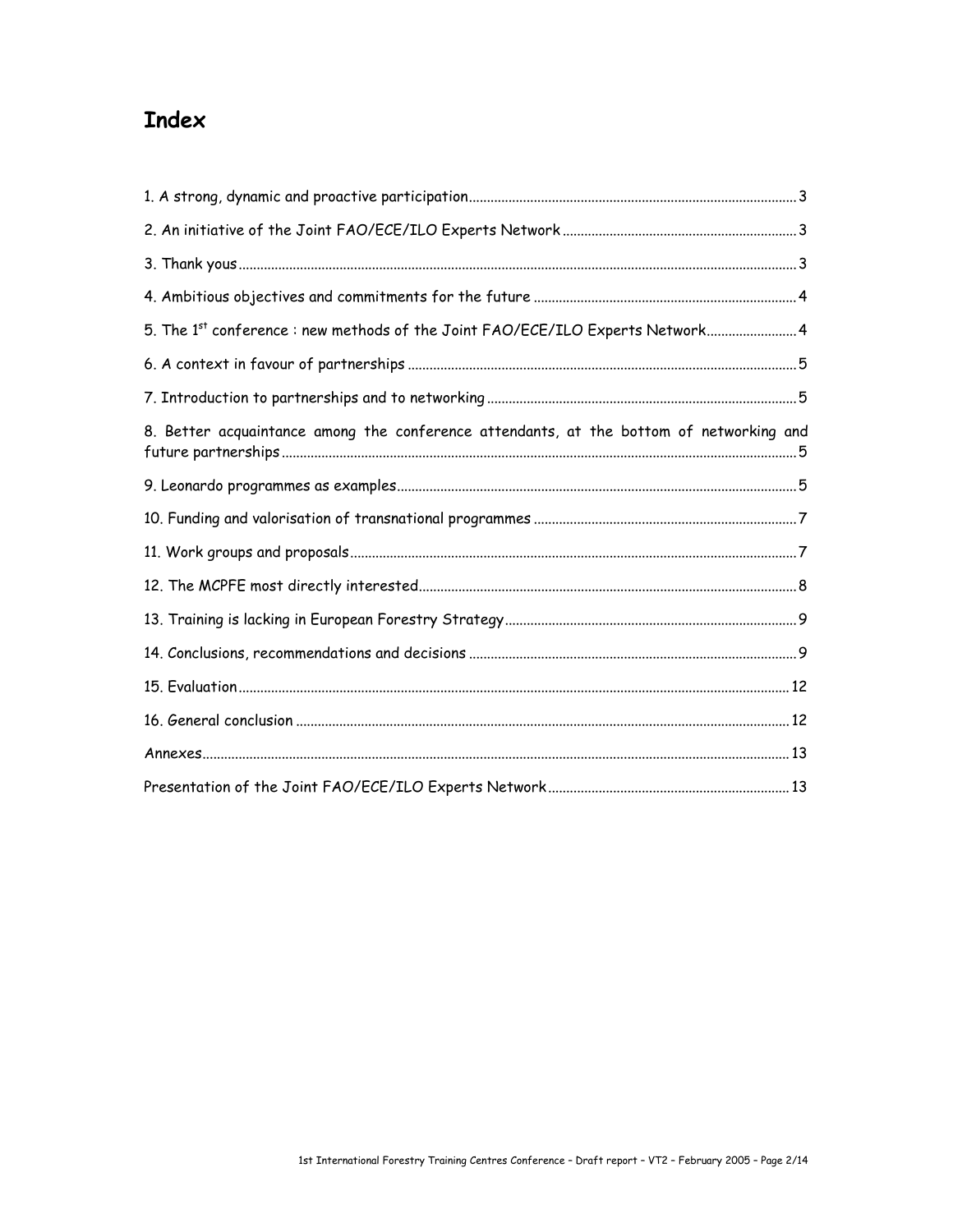# Index

1. A strong, dynamic and proactive participation ... 3
2. An initiative of the Joint FAO/ECE/ILO Experts Network ... 3
3. Thank yous ... 3
4. Ambitious objectives and commitments for the future ... 4
5. The 1st conference : new methods of the Joint FAO/ECE/ILO Experts Network ... 4
6. A context in favour of partnerships ... 5
7. Introduction to partnerships and to networking ... 5
8. Better acquaintance among the conference attendants, at the bottom of networking and future partnerships ... 5
9. Leonardo programmes as examples ... 5
10. Funding and valorisation of transnational programmes ... 7
11. Work groups and proposals ... 7
12. The MCPFE most directly interested ... 8
13. Training is lacking in European Forestry Strategy ... 9
14. Conclusions, recommendations and decisions ... 9
15. Evaluation ... 12
16. General conclusion ... 12

Annexes ... 13

Presentation of the Joint FAO/ECE/ILO Experts Network ... 13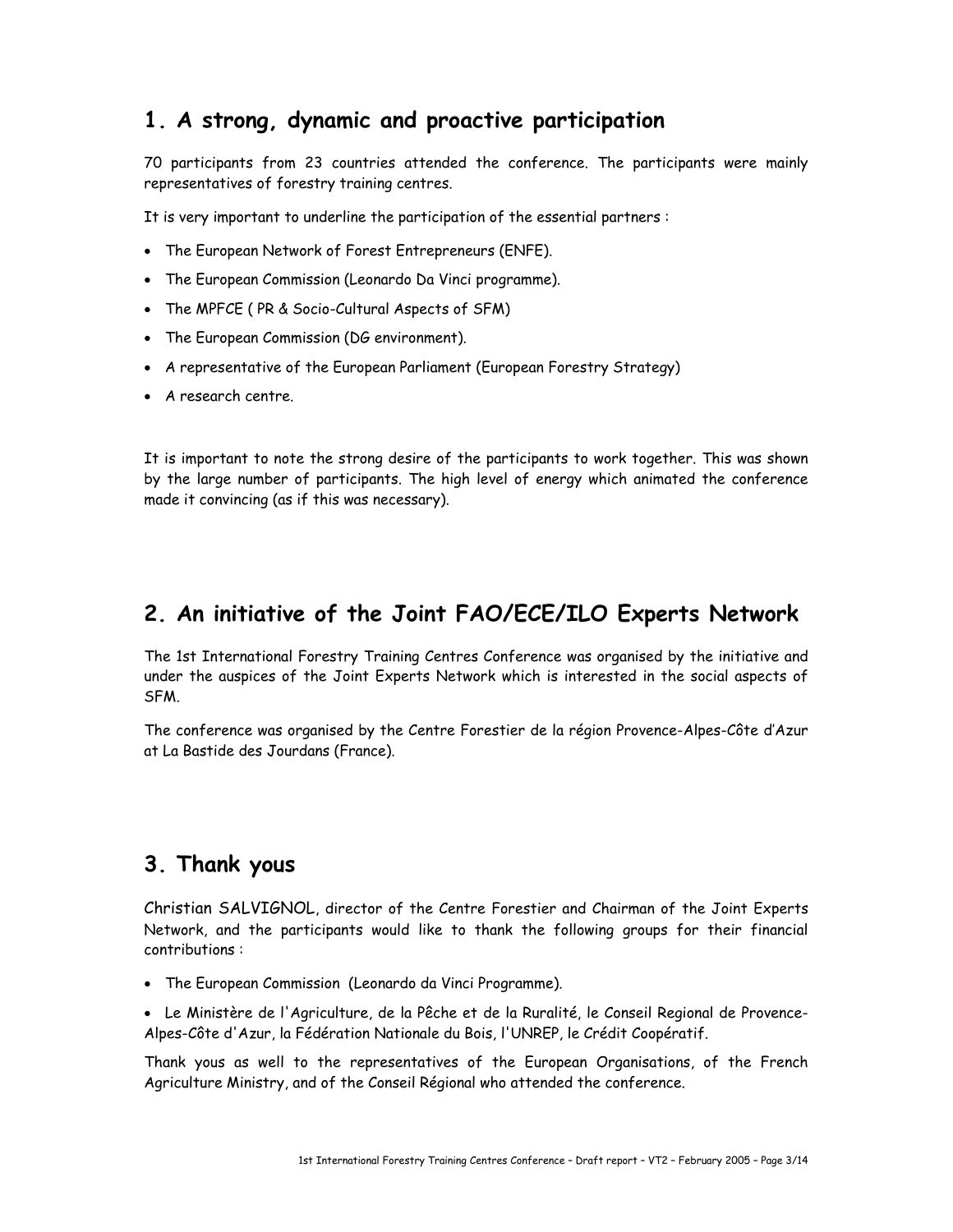## 1. A strong, dynamic and proactive participation

70 participants from 23 countries attended the conference. The participants were mainly representatives of forestry training centres.

It is very important to underline the participation of the essential partners :

- The European Network of Forest Entrepreneurs (ENFE).
- The European Commission (Leonardo Da Vinci programme).
- The MPFCE ( PR & Socio-Cultural Aspects of SFM)
- The European Commission (DG environment).
- A representative of the European Parliament (European Forestry Strategy)
- A research centre.

It is important to note the strong desire of the participants to work together. This was shown by the large number of participants. The high level of energy which animated the conference made it convincing (as if this was necessary).

## 2. An initiative of the Joint FAO/ECE/ILO Experts Network

The 1st International Forestry Training Centres Conference was organised by the initiative and under the auspices of the Joint Experts Network which is interested in the social aspects of SFM.

The conference was organised by the Centre Forestier de la région Provence-Alpes-Côte d'Azur at La Bastide des Jourdans (France).

## 3. Thank yous

Christian SALVIGNOL, director of the Centre Forestier and Chairman of the Joint Experts Network, and the participants would like to thank the following groups for their financial contributions :

- The European Commission (Leonardo da Vinci Programme).
- Le Ministère de l'Agriculture, de la Pêche et de la Ruralité, le Conseil Regional de Provence-Alpes-Côte d'Azur, la Fédération Nationale du Bois, l'UNREP, le Crédit Coopératif.

Thank yous as well to the representatives of the European Organisations, of the French Agriculture Ministry, and of the Conseil Régional who attended the conference.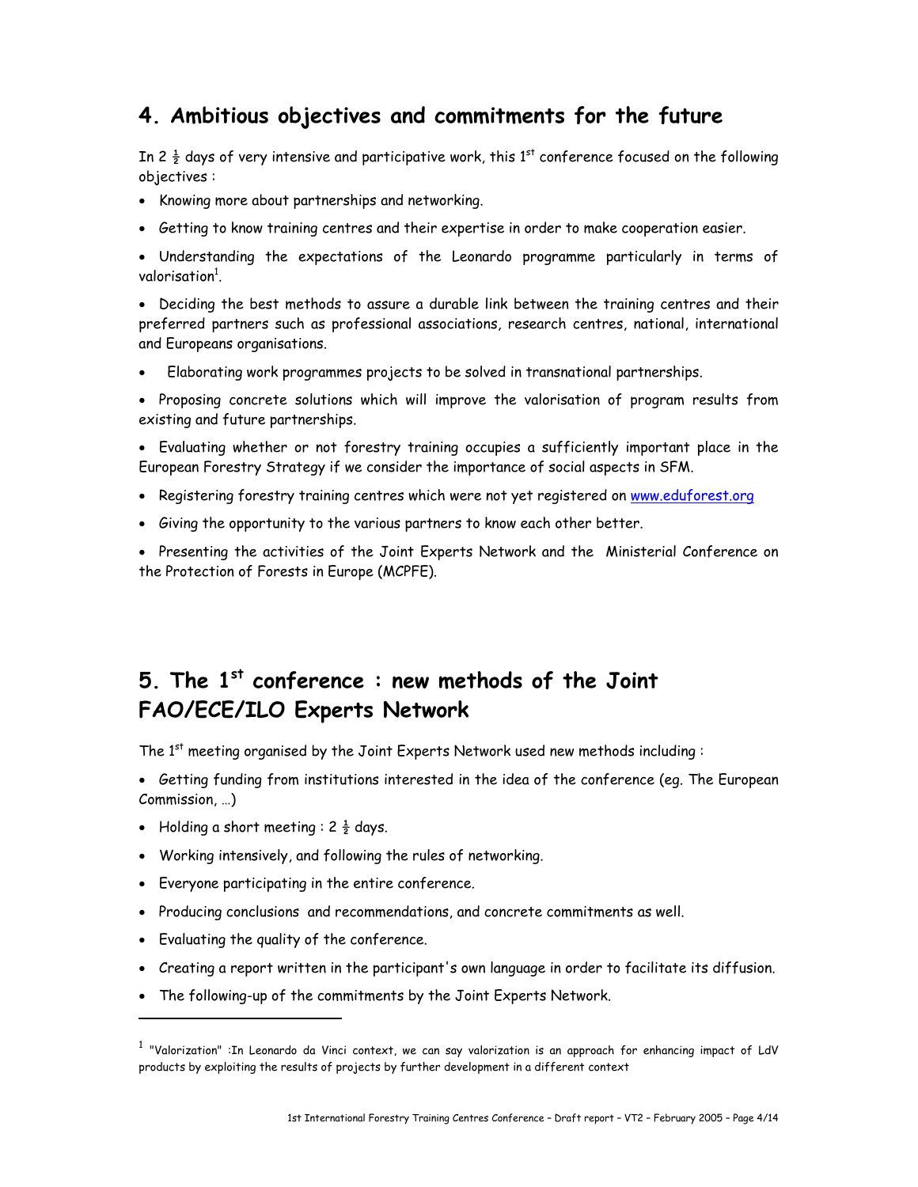## 4. Ambitious objectives and commitments for the future

In 2 ½ days of very intensive and participative work, this 1st conference focused on the following objectives :

- Knowing more about partnerships and networking.
- Getting to know training centres and their expertise in order to make cooperation easier.
- Understanding the expectations of the Leonardo programme particularly in terms of valorisation[1].
- Deciding the best methods to assure a durable link between the training centres and their preferred partners such as professional associations, research centres, national, international and Europeans organisations.
- Elaborating work programmes projects to be solved in transnational partnerships.
- Proposing concrete solutions which will improve the valorisation of program results from existing and future partnerships.
- Evaluating whether or not forestry training occupies a sufficiently important place in the European Forestry Strategy if we consider the importance of social aspects in SFM.
- Registering forestry training centres which were not yet registered on www.eduforest.org
- Giving the opportunity to the various partners to know each other better.
- Presenting the activities of the Joint Experts Network and the Ministerial Conference on the Protection of Forests in Europe (MCPFE).

## 5. The 1st conference : new methods of the Joint FAO/ECE/ILO Experts Network

The 1st meeting organised by the Joint Experts Network used new methods including :

- Getting funding from institutions interested in the idea of the conference (eg. The European Commission, …)
- Holding a short meeting : 2 ½ days.
- Working intensively, and following the rules of networking.
- Everyone participating in the entire conference.
- Producing conclusions and recommendations, and concrete commitments as well.
- Evaluating the quality of the conference.
- Creating a report written in the participant's own language in order to facilitate its diffusion.
- The following-up of the commitments by the Joint Experts Network.

---

[1] "Valorization" :In Leonardo da Vinci context, we can say valorization is an approach for enhancing impact of LdV products by exploiting the results of projects by further development in a different context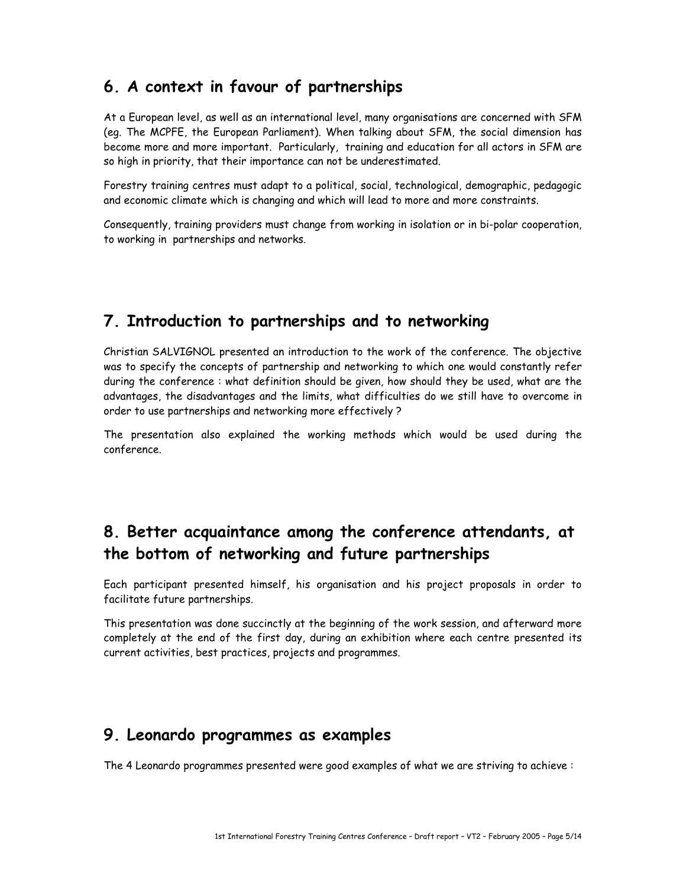## 6. A context in favour of partnerships

At a European level, as well as an international level, many organisations are concerned with SFM (eg. The MCPFE, the European Parliament). When talking about SFM, the social dimension has become more and more important. Particularly, training and education for all actors in SFM are so high in priority, that their importance can not be underestimated.

Forestry training centres must adapt to a political, social, technological, demographic, pedagogic and economic climate which is changing and which will lead to more and more constraints.

Consequently, training providers must change from working in isolation or in bi-polar cooperation, to working in partnerships and networks.

## 7. Introduction to partnerships and to networking

Christian SALVIGNOL presented an introduction to the work of the conference. The objective was to specify the concepts of partnership and networking to which one would constantly refer during the conference : what definition should be given, how should they be used, what are the advantages, the disadvantages and the limits, what difficulties do we still have to overcome in order to use partnerships and networking more effectively ?

The presentation also explained the working methods which would be used during the conference.

## 8. Better acquaintance among the conference attendants, at the bottom of networking and future partnerships

Each participant presented himself, his organisation and his project proposals in order to facilitate future partnerships.

This presentation was done succinctly at the beginning of the work session, and afterward more completely at the end of the first day, during an exhibition where each centre presented its current activities, best practices, projects and programmes.

## 9. Leonardo programmes as examples

The 4 Leonardo programmes presented were good examples of what we are striving to achieve :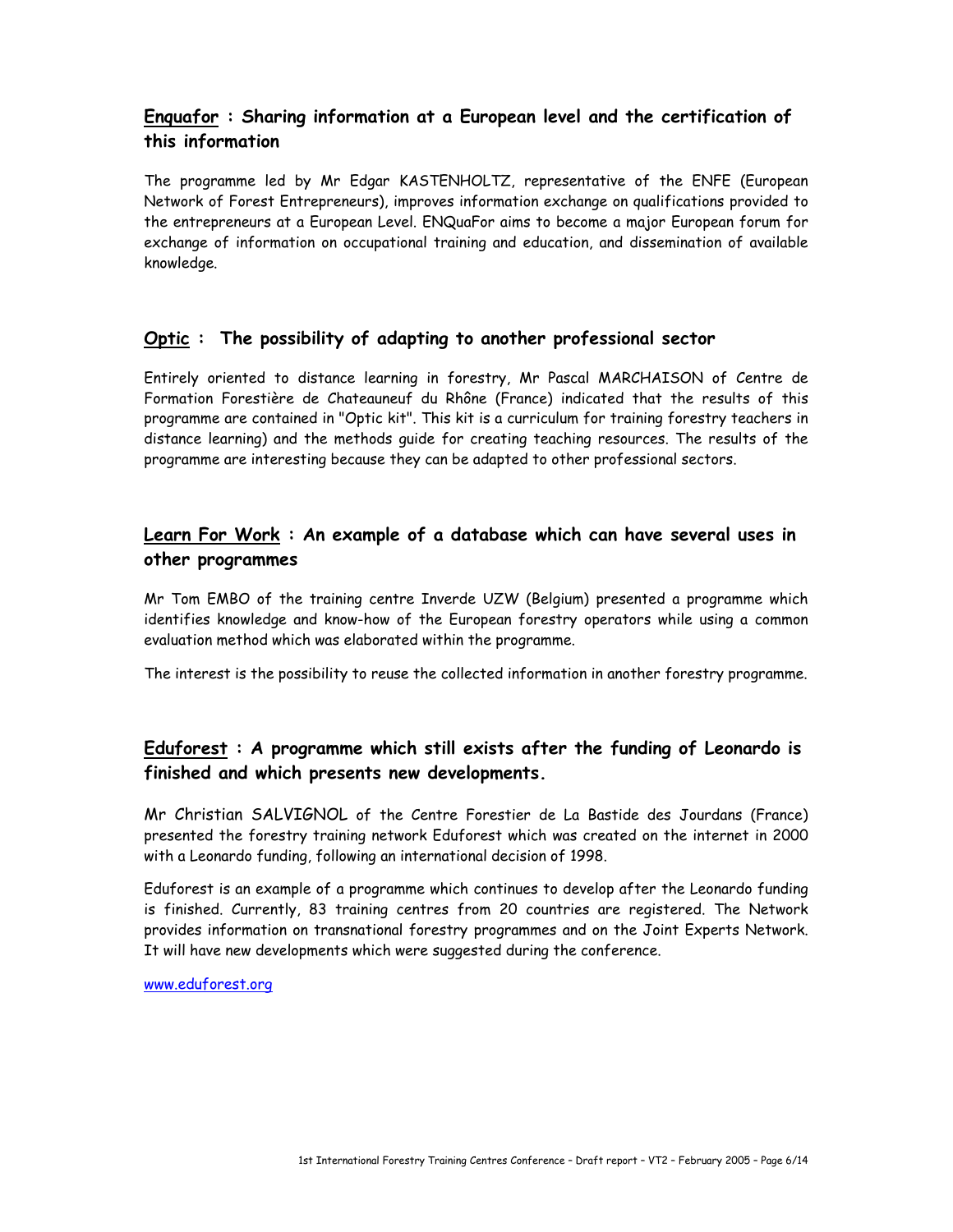## Enquafor : Sharing information at a European level and the certification of this information

The programme led by Mr Edgar KASTENHOLTZ, representative of the ENFE (European Network of Forest Entrepreneurs), improves information exchange on qualifications provided to the entrepreneurs at a European Level. ENQuaFor aims to become a major European forum for exchange of information on occupational training and education, and dissemination of available knowledge.

## Optic : The possibility of adapting to another professional sector

Entirely oriented to distance learning in forestry, Mr Pascal MARCHAISON of Centre de Formation Forestière de Chateauneuf du Rhône (France) indicated that the results of this programme are contained in "Optic kit". This kit is a curriculum for training forestry teachers in distance learning) and the methods guide for creating teaching resources. The results of the programme are interesting because they can be adapted to other professional sectors.

## Learn For Work : An example of a database which can have several uses in other programmes

Mr Tom EMBO of the training centre Inverde UZW (Belgium) presented a programme which identifies knowledge and know-how of the European forestry operators while using a common evaluation method which was elaborated within the programme.

The interest is the possibility to reuse the collected information in another forestry programme.

## Eduforest : A programme which still exists after the funding of Leonardo is finished and which presents new developments.

Mr Christian SALVIGNOL of the Centre Forestier de La Bastide des Jourdans (France) presented the forestry training network Eduforest which was created on the internet in 2000 with a Leonardo funding, following an international decision of 1998.

Eduforest is an example of a programme which continues to develop after the Leonardo funding is finished. Currently, 83 training centres from 20 countries are registered. The Network provides information on transnational forestry programmes and on the Joint Experts Network. It will have new developments which were suggested during the conference.

www.eduforest.org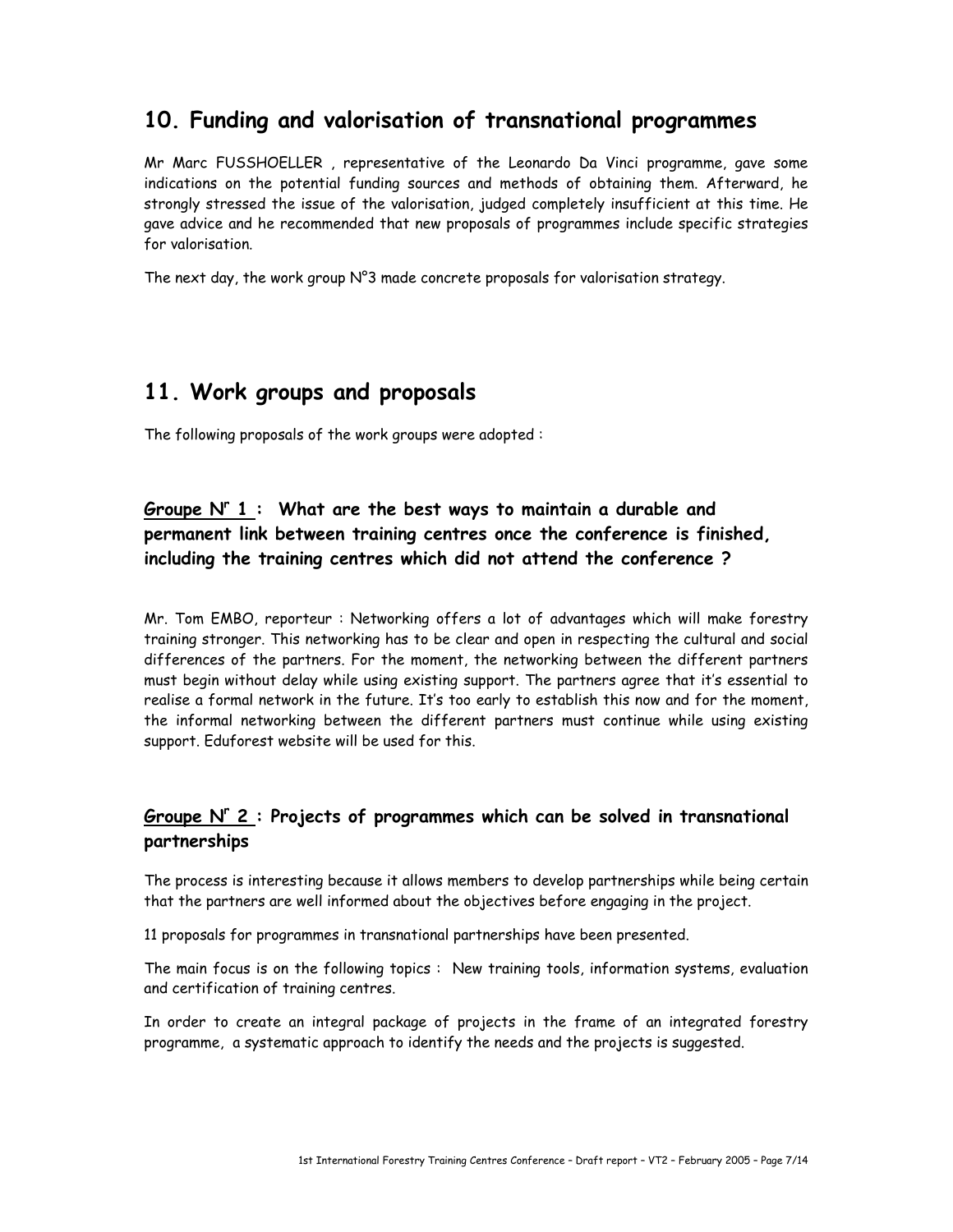## 10. Funding and valorisation of transnational programmes

Mr Marc FUSSHOELLER , representative of the Leonardo Da Vinci programme, gave some indications on the potential funding sources and methods of obtaining them. Afterward, he strongly stressed the issue of the valorisation, judged completely insufficient at this time. He gave advice and he recommended that new proposals of programmes include specific strategies for valorisation.

The next day, the work group N°3 made concrete proposals for valorisation strategy.

## 11. Work groups and proposals

The following proposals of the work groups were adopted :

### <u>Groupe Nr 1 :</u> What are the best ways to maintain a durable and permanent link between training centres once the conference is finished, including the training centres which did not attend the conference ?

Mr. Tom EMBO, reporteur : Networking offers a lot of advantages which will make forestry training stronger. This networking has to be clear and open in respecting the cultural and social differences of the partners. For the moment, the networking between the different partners must begin without delay while using existing support. The partners agree that it's essential to realise a formal network in the future. It's too early to establish this now and for the moment, the informal networking between the different partners must continue while using existing support. Eduforest website will be used for this.

### <u>Groupe Nr 2 :</u> Projects of programmes which can be solved in transnational partnerships

The process is interesting because it allows members to develop partnerships while being certain that the partners are well informed about the objectives before engaging in the project.

11 proposals for programmes in transnational partnerships have been presented.

The main focus is on the following topics : New training tools, information systems, evaluation and certification of training centres.

In order to create an integral package of projects in the frame of an integrated forestry programme, a systematic approach to identify the needs and the projects is suggested.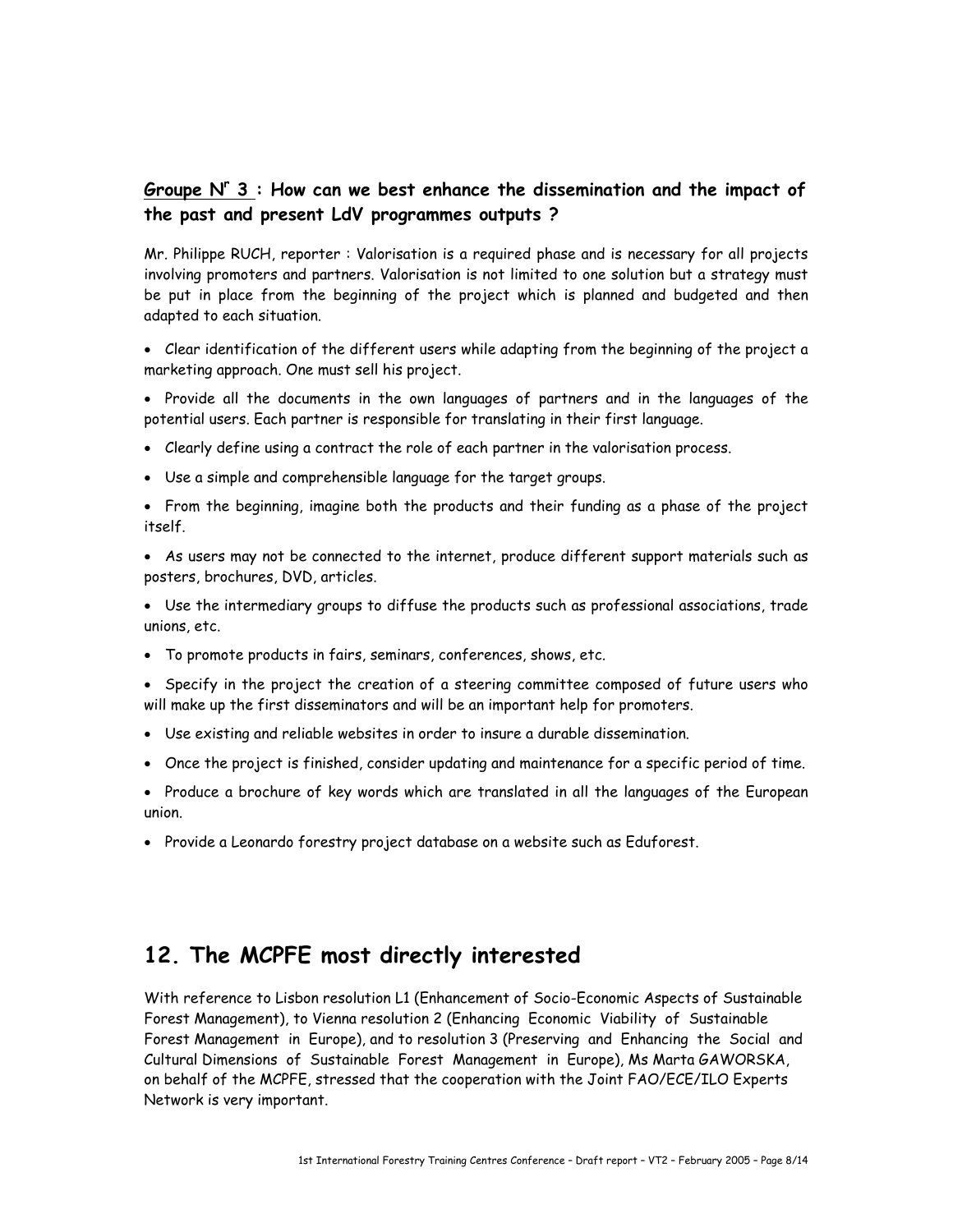**<u>Groupe N<sup>r</sup> 3</u> : How can we best enhance the dissemination and the impact of the past and present LdV programmes outputs ?**

Mr. Philippe RUCH, reporter : Valorisation is a required phase and is necessary for all projects involving promoters and partners. Valorisation is not limited to one solution but a strategy must be put in place from the beginning of the project which is planned and budgeted and then adapted to each situation.

- Clear identification of the different users while adapting from the beginning of the project a marketing approach. One must sell his project.
- Provide all the documents in the own languages of partners and in the languages of the potential users. Each partner is responsible for translating in their first language.
- Clearly define using a contract the role of each partner in the valorisation process.
- Use a simple and comprehensible language for the target groups.
- From the beginning, imagine both the products and their funding as a phase of the project itself.
- As users may not be connected to the internet, produce different support materials such as posters, brochures, DVD, articles.
- Use the intermediary groups to diffuse the products such as professional associations, trade unions, etc.
- To promote products in fairs, seminars, conferences, shows, etc.
- Specify in the project the creation of a steering committee composed of future users who will make up the first disseminators and will be an important help for promoters.
- Use existing and reliable websites in order to insure a durable dissemination.
- Once the project is finished, consider updating and maintenance for a specific period of time.
- Produce a brochure of key words which are translated in all the languages of the European union.
- Provide a Leonardo forestry project database on a website such as Eduforest.

## 12. The MCPFE most directly interested

With reference to Lisbon resolution L1 (Enhancement of Socio-Economic Aspects of Sustainable Forest Management), to Vienna resolution 2 (Enhancing Economic Viability of Sustainable Forest Management in Europe), and to resolution 3 (Preserving and Enhancing the Social and Cultural Dimensions of Sustainable Forest Management in Europe), Ms Marta GAWORSKA, on behalf of the MCPFE, stressed that the cooperation with the Joint FAO/ECE/ILO Experts Network is very important.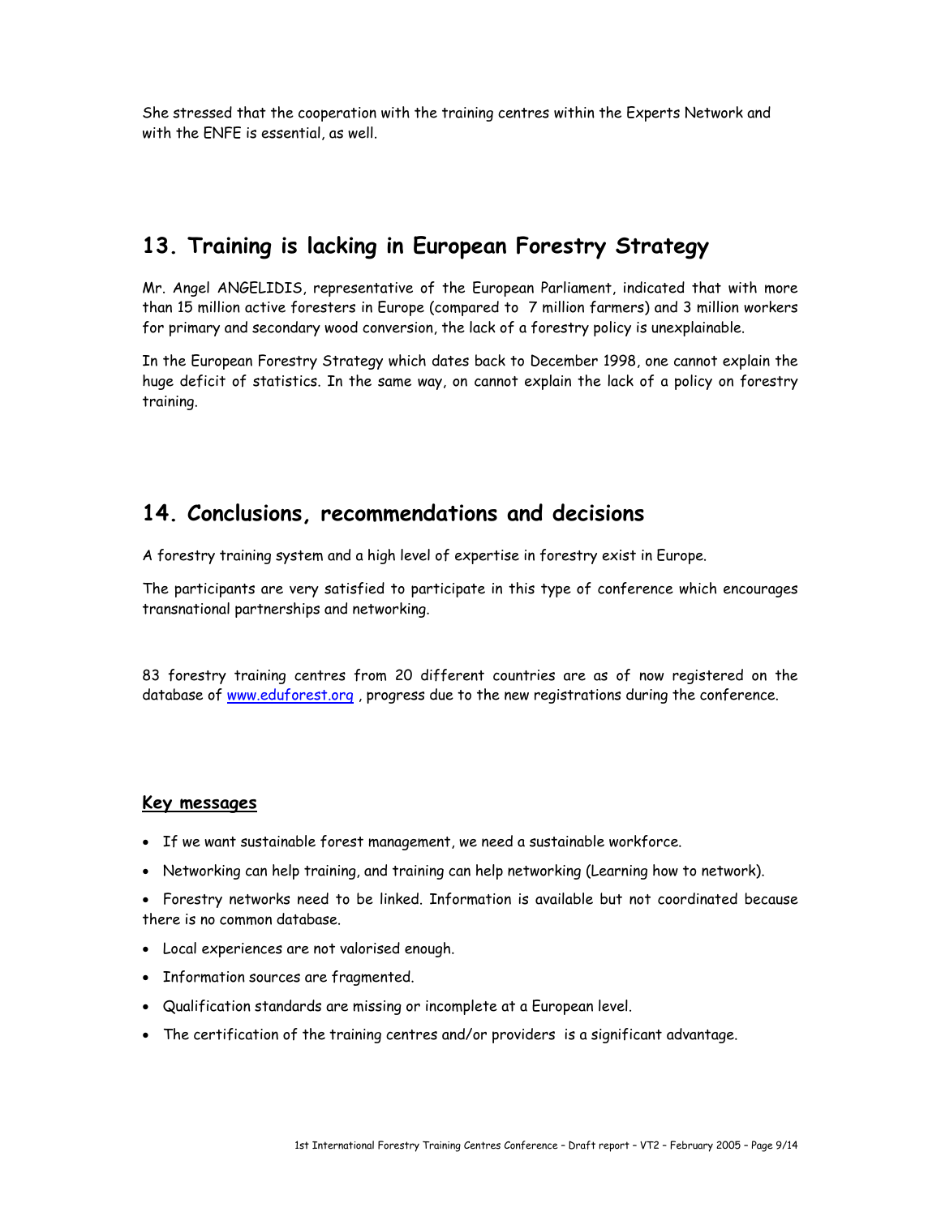She stressed that the cooperation with the training centres within the Experts Network and with the ENFE is essential, as well.

## 13. Training is lacking in European Forestry Strategy

Mr. Angel ANGELIDIS, representative of the European Parliament, indicated that with more than 15 million active foresters in Europe (compared to 7 million farmers) and 3 million workers for primary and secondary wood conversion, the lack of a forestry policy is unexplainable.

In the European Forestry Strategy which dates back to December 1998, one cannot explain the huge deficit of statistics. In the same way, on cannot explain the lack of a policy on forestry training.

## 14. Conclusions, recommendations and decisions

A forestry training system and a high level of expertise in forestry exist in Europe.

The participants are very satisfied to participate in this type of conference which encourages transnational partnerships and networking.

83 forestry training centres from 20 different countries are as of now registered on the database of www.eduforest.org , progress due to the new registrations during the conference.

### Key messages

- If we want sustainable forest management, we need a sustainable workforce.
- Networking can help training, and training can help networking (Learning how to network).
- Forestry networks need to be linked. Information is available but not coordinated because there is no common database.
- Local experiences are not valorised enough.
- Information sources are fragmented.
- Qualification standards are missing or incomplete at a European level.
- The certification of the training centres and/or providers is a significant advantage.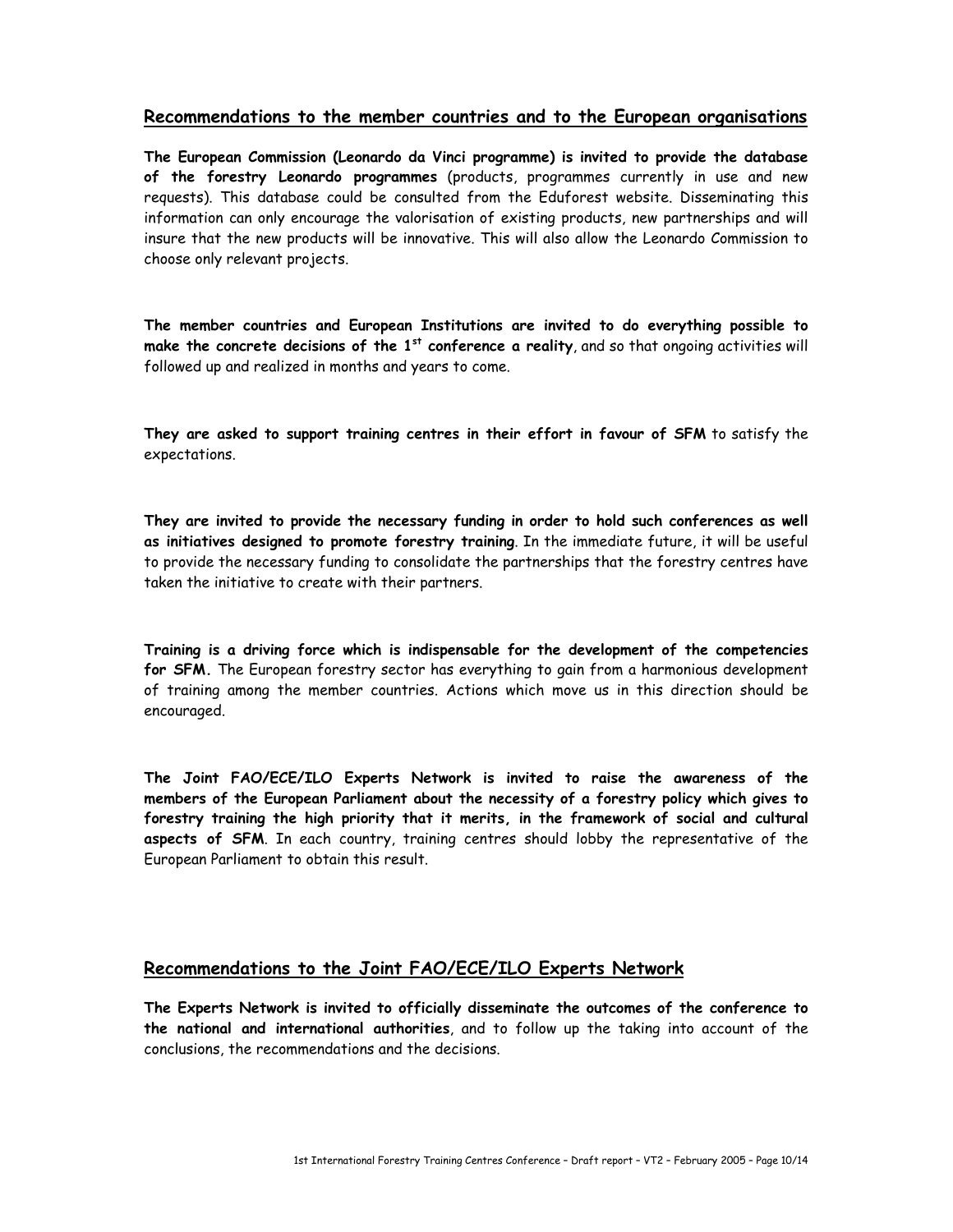## Recommendations to the member countries and to the European organisations

**The European Commission (Leonardo da Vinci programme) is invited to provide the database of the forestry Leonardo programmes** (products, programmes currently in use and new requests). This database could be consulted from the Eduforest website. Disseminating this information can only encourage the valorisation of existing products, new partnerships and will insure that the new products will be innovative. This will also allow the Leonardo Commission to choose only relevant projects.

**The member countries and European Institutions are invited to do everything possible to make the concrete decisions of the 1st conference a reality**, and so that ongoing activities will followed up and realized in months and years to come.

**They are asked to support training centres in their effort in favour of SFM** to satisfy the expectations.

**They are invited to provide the necessary funding in order to hold such conferences as well as initiatives designed to promote forestry training**. In the immediate future, it will be useful to provide the necessary funding to consolidate the partnerships that the forestry centres have taken the initiative to create with their partners.

**Training is a driving force which is indispensable for the development of the competencies for SFM.** The European forestry sector has everything to gain from a harmonious development of training among the member countries. Actions which move us in this direction should be encouraged.

**The Joint FAO/ECE/ILO Experts Network is invited to raise the awareness of the members of the European Parliament about the necessity of a forestry policy which gives to forestry training the high priority that it merits, in the framework of social and cultural aspects of SFM**. In each country, training centres should lobby the representative of the European Parliament to obtain this result.

## Recommendations to the Joint FAO/ECE/ILO Experts Network

**The Experts Network is invited to officially disseminate the outcomes of the conference to the national and international authorities**, and to follow up the taking into account of the conclusions, the recommendations and the decisions.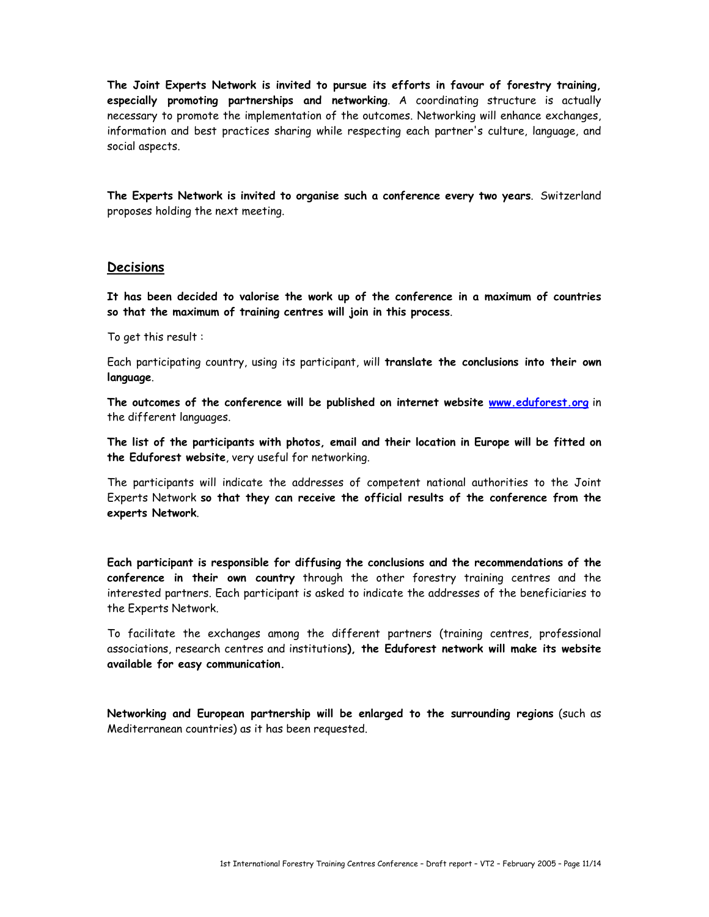**The Joint Experts Network is invited to pursue its efforts in favour of forestry training, especially promoting partnerships and networking**. A coordinating structure is actually necessary to promote the implementation of the outcomes. Networking will enhance exchanges, information and best practices sharing while respecting each partner's culture, language, and social aspects.

**The Experts Network is invited to organise such a conference every two years**. Switzerland proposes holding the next meeting.

## Decisions

**It has been decided to valorise the work up of the conference in a maximum of countries so that the maximum of training centres will join in this process**.

To get this result :

Each participating country, using its participant, will **translate the conclusions into their own language**.

**The outcomes of the conference will be published on internet website [www.eduforest.org](http://www.eduforest.org)** in the different languages.

**The list of the participants with photos, email and their location in Europe will be fitted on the Eduforest website**, very useful for networking.

The participants will indicate the addresses of competent national authorities to the Joint Experts Network **so that they can receive the official results of the conference from the experts Network**.

**Each participant is responsible for diffusing the conclusions and the recommendations of the conference in their own country** through the other forestry training centres and the interested partners. Each participant is asked to indicate the addresses of the beneficiaries to the Experts Network.

To facilitate the exchanges among the different partners (training centres, professional associations, research centres and institutions**), the Eduforest network will make its website available for easy communication.**

**Networking and European partnership will be enlarged to the surrounding regions** (such as Mediterranean countries) as it has been requested.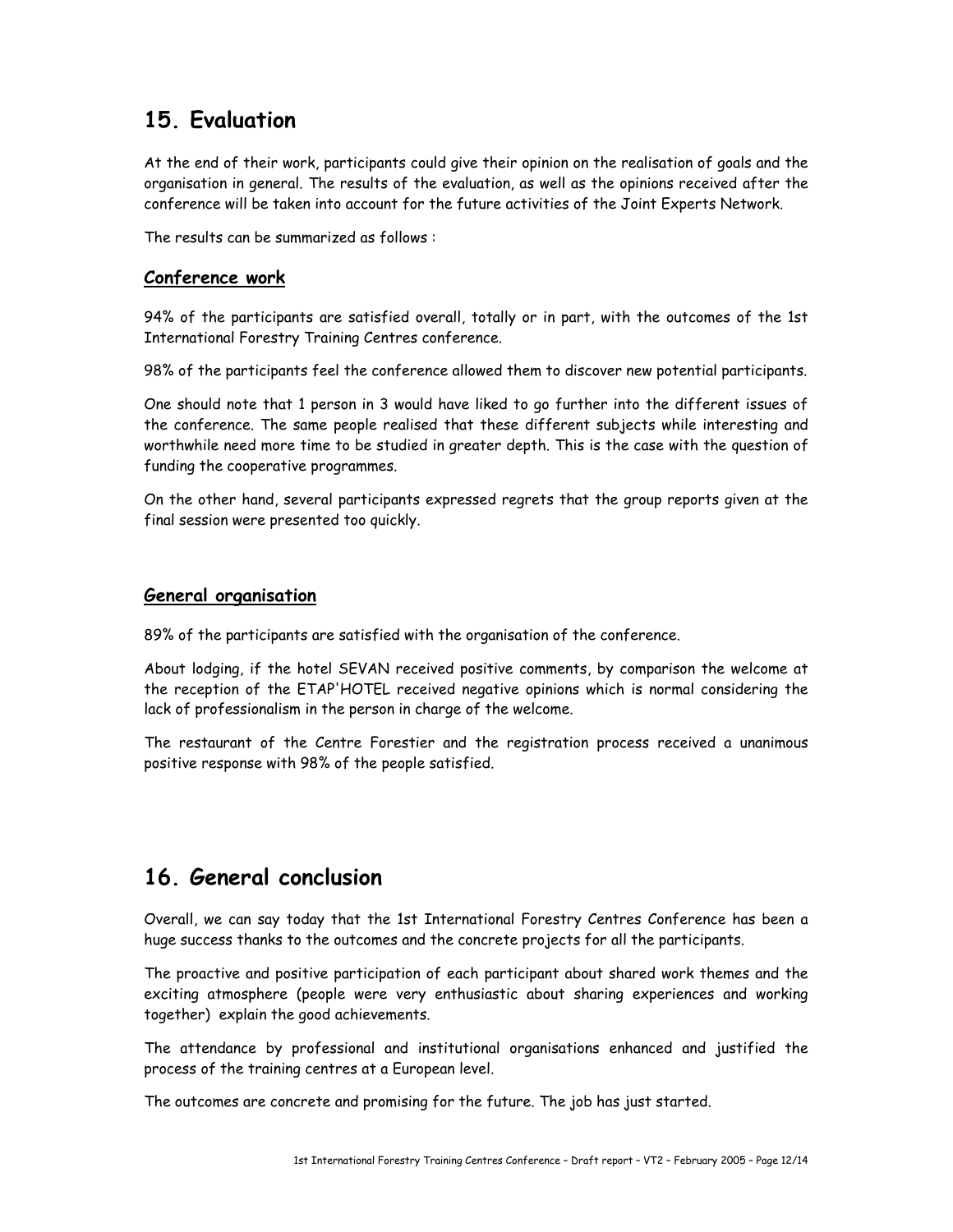## 15. Evaluation

At the end of their work, participants could give their opinion on the realisation of goals and the organisation in general. The results of the evaluation, as well as the opinions received after the conference will be taken into account for the future activities of the Joint Experts Network.

The results can be summarized as follows :

### Conference work

94% of the participants are satisfied overall, totally or in part, with the outcomes of the 1st International Forestry Training Centres conference.

98% of the participants feel the conference allowed them to discover new potential participants.

One should note that 1 person in 3 would have liked to go further into the different issues of the conference. The same people realised that these different subjects while interesting and worthwhile need more time to be studied in greater depth. This is the case with the question of funding the cooperative programmes.

On the other hand, several participants expressed regrets that the group reports given at the final session were presented too quickly.

### General organisation

89% of the participants are satisfied with the organisation of the conference.

About lodging, if the hotel SEVAN received positive comments, by comparison the welcome at the reception of the ETAP'HOTEL received negative opinions which is normal considering the lack of professionalism in the person in charge of the welcome.

The restaurant of the Centre Forestier and the registration process received a unanimous positive response with 98% of the people satisfied.

## 16. General conclusion

Overall, we can say today that the 1st International Forestry Centres Conference has been a huge success thanks to the outcomes and the concrete projects for all the participants.

The proactive and positive participation of each participant about shared work themes and the exciting atmosphere (people were very enthusiastic about sharing experiences and working together) explain the good achievements.

The attendance by professional and institutional organisations enhanced and justified the process of the training centres at a European level.

The outcomes are concrete and promising for the future. The job has just started.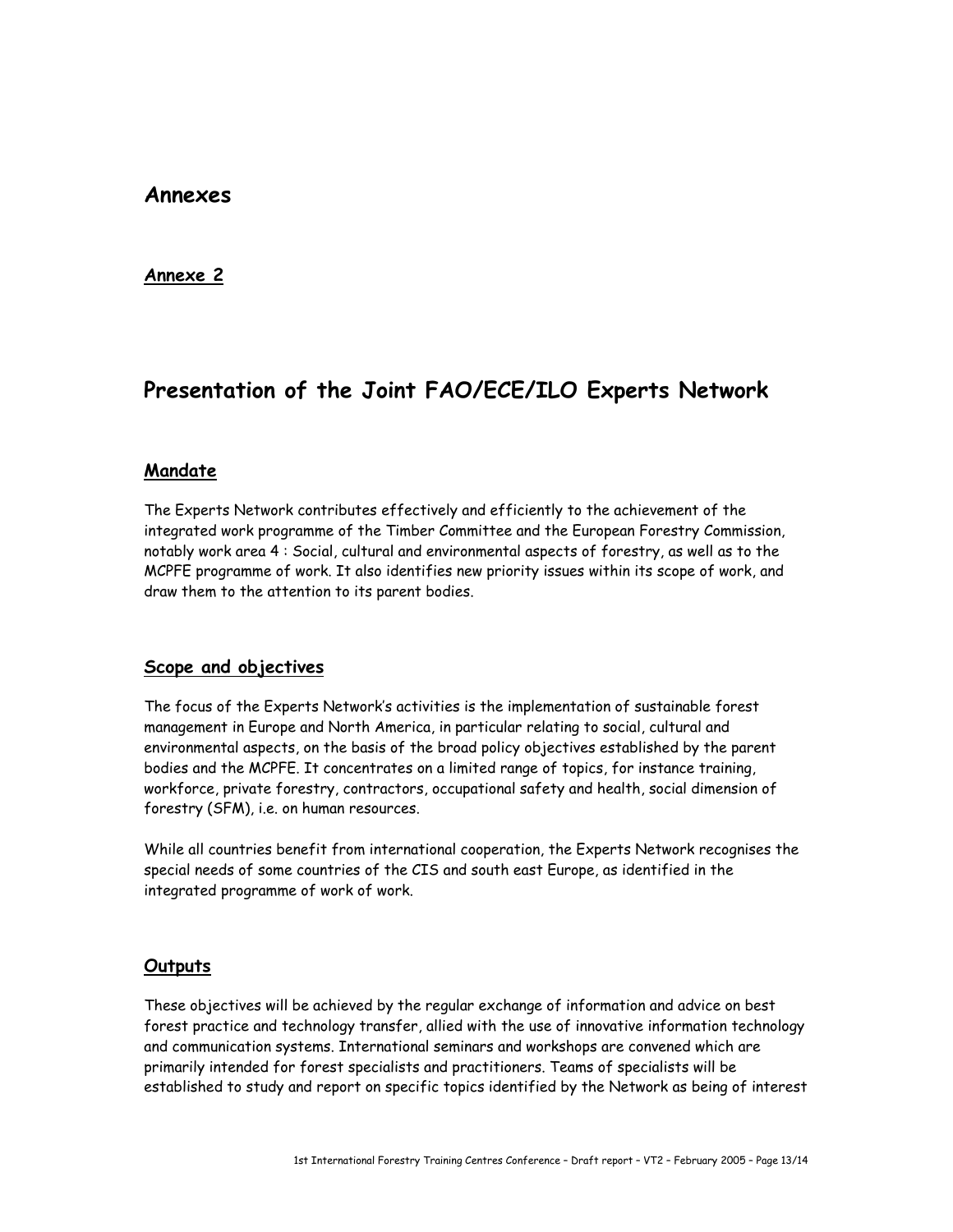# Annexes

## Annexe 2

# Presentation of the Joint FAO/ECE/ILO Experts Network

## Mandate

The Experts Network contributes effectively and efficiently to the achievement of the integrated work programme of the Timber Committee and the European Forestry Commission, notably work area 4 : Social, cultural and environmental aspects of forestry, as well as to the MCPFE programme of work. It also identifies new priority issues within its scope of work, and draw them to the attention to its parent bodies.

## Scope and objectives

The focus of the Experts Network's activities is the implementation of sustainable forest management in Europe and North America, in particular relating to social, cultural and environmental aspects, on the basis of the broad policy objectives established by the parent bodies and the MCPFE. It concentrates on a limited range of topics, for instance training, workforce, private forestry, contractors, occupational safety and health, social dimension of forestry (SFM), i.e. on human resources.

While all countries benefit from international cooperation, the Experts Network recognises the special needs of some countries of the CIS and south east Europe, as identified in the integrated programme of work of work.

## Outputs

These objectives will be achieved by the regular exchange of information and advice on best forest practice and technology transfer, allied with the use of innovative information technology and communication systems. International seminars and workshops are convened which are primarily intended for forest specialists and practitioners. Teams of specialists will be established to study and report on specific topics identified by the Network as being of interest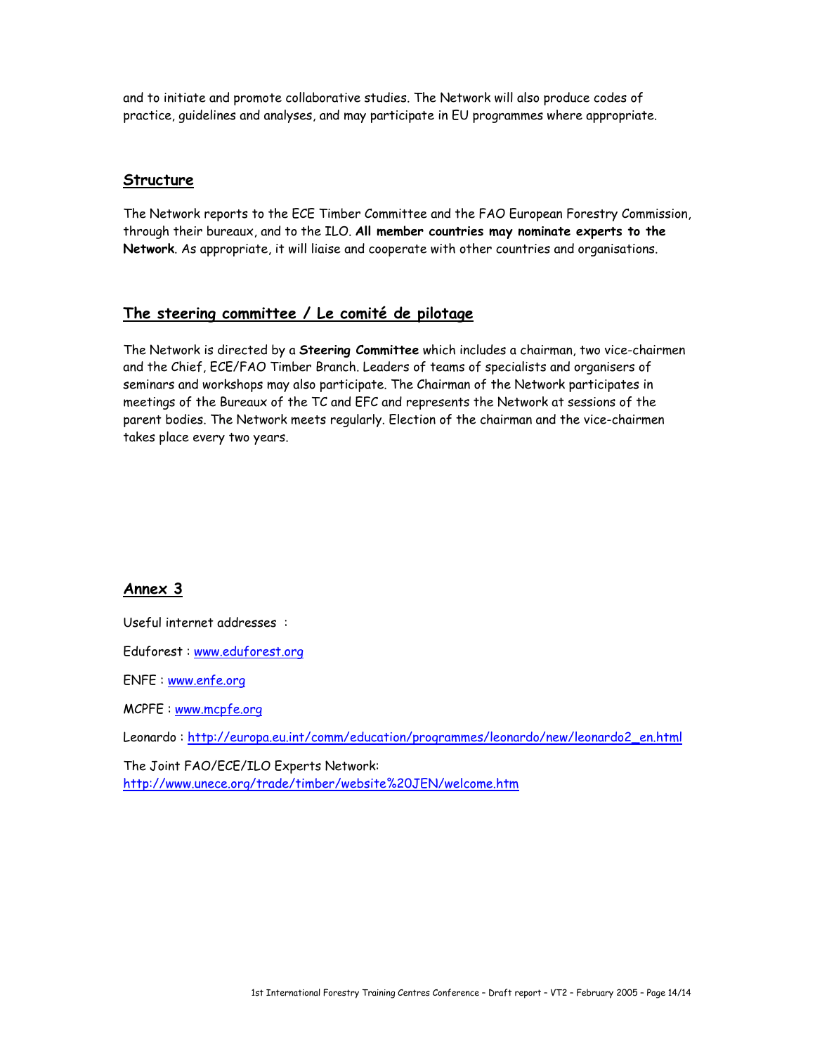and to initiate and promote collaborative studies. The Network will also produce codes of practice, guidelines and analyses, and may participate in EU programmes where appropriate.

## Structure

The Network reports to the ECE Timber Committee and the FAO European Forestry Commission, through their bureaux, and to the ILO. **All member countries may nominate experts to the Network**. As appropriate, it will liaise and cooperate with other countries and organisations.

## The steering committee / Le comité de pilotage

The Network is directed by a **Steering Committee** which includes a chairman, two vice-chairmen and the Chief, ECE/FAO Timber Branch. Leaders of teams of specialists and organisers of seminars and workshops may also participate. The Chairman of the Network participates in meetings of the Bureaux of the TC and EFC and represents the Network at sessions of the parent bodies. The Network meets regularly. Election of the chairman and the vice-chairmen takes place every two years.

## Annex 3

Useful internet addresses :

Eduforest : www.eduforest.org

ENFE : www.enfe.org

MCPFE : www.mcpfe.org

Leonardo : http://europa.eu.int/comm/education/programmes/leonardo/new/leonardo2_en.html

The Joint FAO/ECE/ILO Experts Network:
http://www.unece.org/trade/timber/website%20JEN/welcome.htm